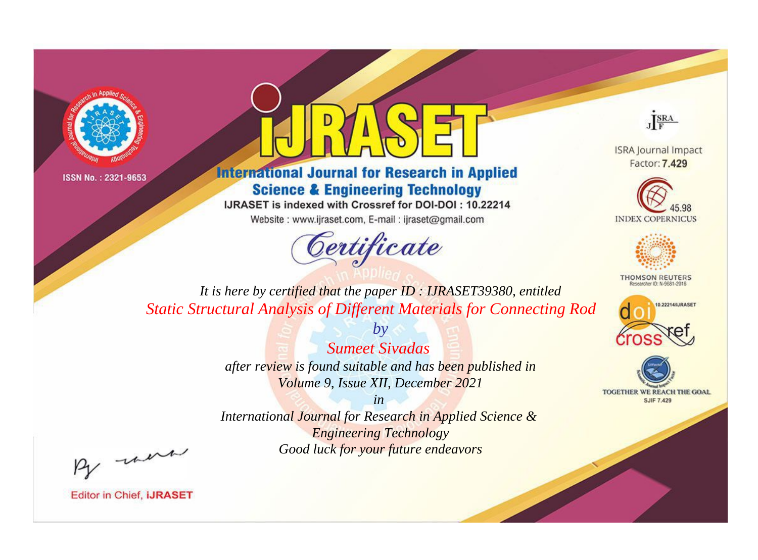ISSN No. : 2321-9653

# iJRASET

## International Journal for Research in Applied Science & Engineering Technology

IJRASET is indexed with Crossref for DOI-DOI : 10.22214

Website : www.ijraset.com, E-mail : ijraset@gmail.com

ISRA Journal Impact Factor: **7.429**

45.98 INDEX COPERNICUS

THOMSON REUTERS Researcher ID: N-9681-2016

10.22214/IJRASET

TOGETHER WE REACH THE GOAL SJIF 7.429

## *Certificate*

*It is here by certified that the paper ID : IJRASET39380, entitled*

*Static Structural Analysis of Different Materials for Connecting Rod*

*by*

*Sumeet Sivadas*

*after review is found suitable and has been published in*

*Volume 9, Issue XII, December 2021*

*in*

*International Journal for Research in Applied Science & Engineering Technology*

*Good luck for your future endeavors*

Editor in Chief, **iJRASET**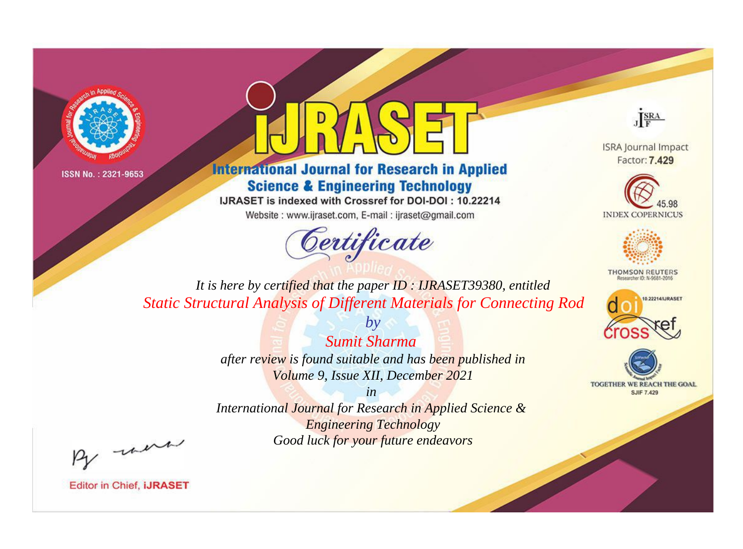ISSN No. : 2321-9653

# iJRASET

## International Journal for Research in Applied Science & Engineering Technology

IJRASET is indexed with Crossref for DOI-DOI : 10.22214

Website : www.ijraset.com, E-mail : ijraset@gmail.com

ISRA Journal Impact Factor: **7.429**

45.98 INDEX COPERNICUS

THOMSON REUTERS Researcher ID: N-9681-2016

10.22214/IJRASET

TOGETHER WE REACH THE GOAL SJIF 7.429

# *Certificate*

*It is here by certified that the paper ID : IJRASET39380, entitled*

*Static Structural Analysis of Different Materials for Connecting Rod*

*by*

*Sumit Sharma*

*after review is found suitable and has been published in*

*Volume 9, Issue XII, December 2021*

*in*

*International Journal for Research in Applied Science & Engineering Technology*

*Good luck for your future endeavors*

Editor in Chief, **iJRASET**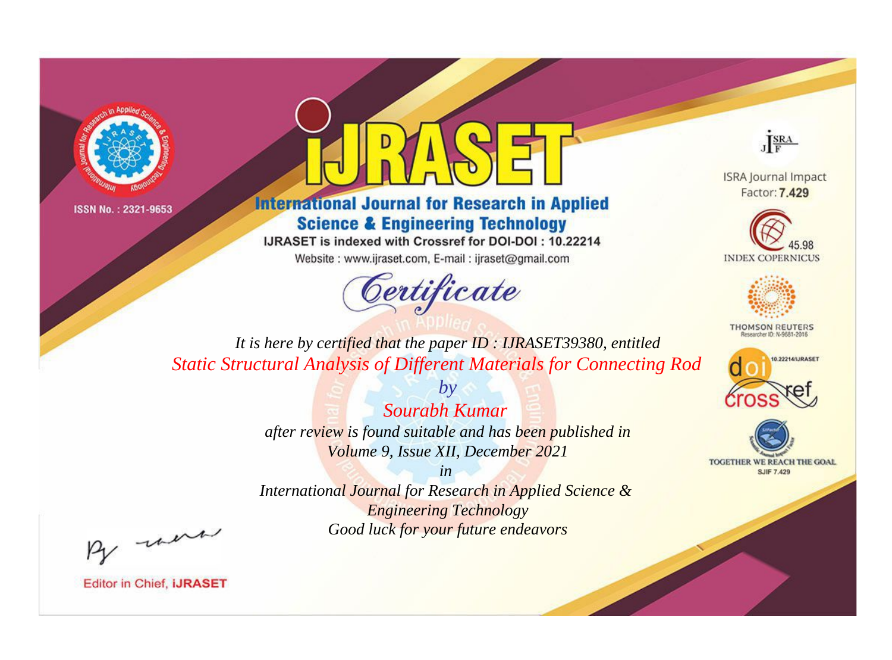ISSN No. : 2321-9653

# iJRASET

## International Journal for Research in Applied Science & Engineering Technology

IJRASET is indexed with Crossref for DOI-DOI : 10.22214

Website : www.ijraset.com, E-mail : ijraset@gmail.com

ISRA Journal Impact Factor: **7.429**

45.98 INDEX COPERNICUS

THOMSON REUTERS Researcher ID: N-9681-2016

10.22214/IJRASET

TOGETHER WE REACH THE GOAL SJIF 7.429

## *Certificate*

*It is here by certified that the paper ID : IJRASET39380, entitled*

*Static Structural Analysis of Different Materials for Connecting Rod*

*by*

*Sourabh Kumar*

*after review is found suitable and has been published in*

*Volume 9, Issue XII, December 2021*

*in*

*International Journal for Research in Applied Science & Engineering Technology*

*Good luck for your future endeavors*

Editor in Chief, **iJRASET**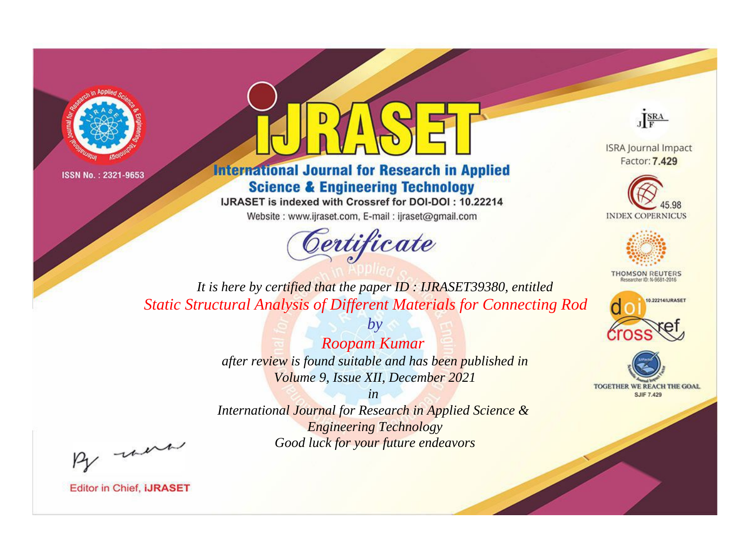ISSN No. : 2321-9653

# International Journal for Research in Applied Science & Engineering Technology

IJRASET is indexed with Crossref for DOI-DOI : 10.22214

Website : www.ijraset.com, E-mail : ijraset@gmail.com

## Certificate

*It is here by certified that the paper ID : IJRASET39380, entitled*

*Static Structural Analysis of Different Materials for Connecting Rod*

*by*

*Roopam Kumar*

*after review is found suitable and has been published in*

*Volume 9, Issue XII, December 2021*

*in*

*International Journal for Research in Applied Science & Engineering Technology*

*Good luck for your future endeavors*

ISRA Journal Impact Factor: **7.429**

45.98 INDEX COPERNICUS

THOMSON REUTERS Researcher ID: N-9681-2016

10.22214/IJRASET

TOGETHER WE REACH THE GOAL SJIF 7.429

Editor in Chief, **iJRASET**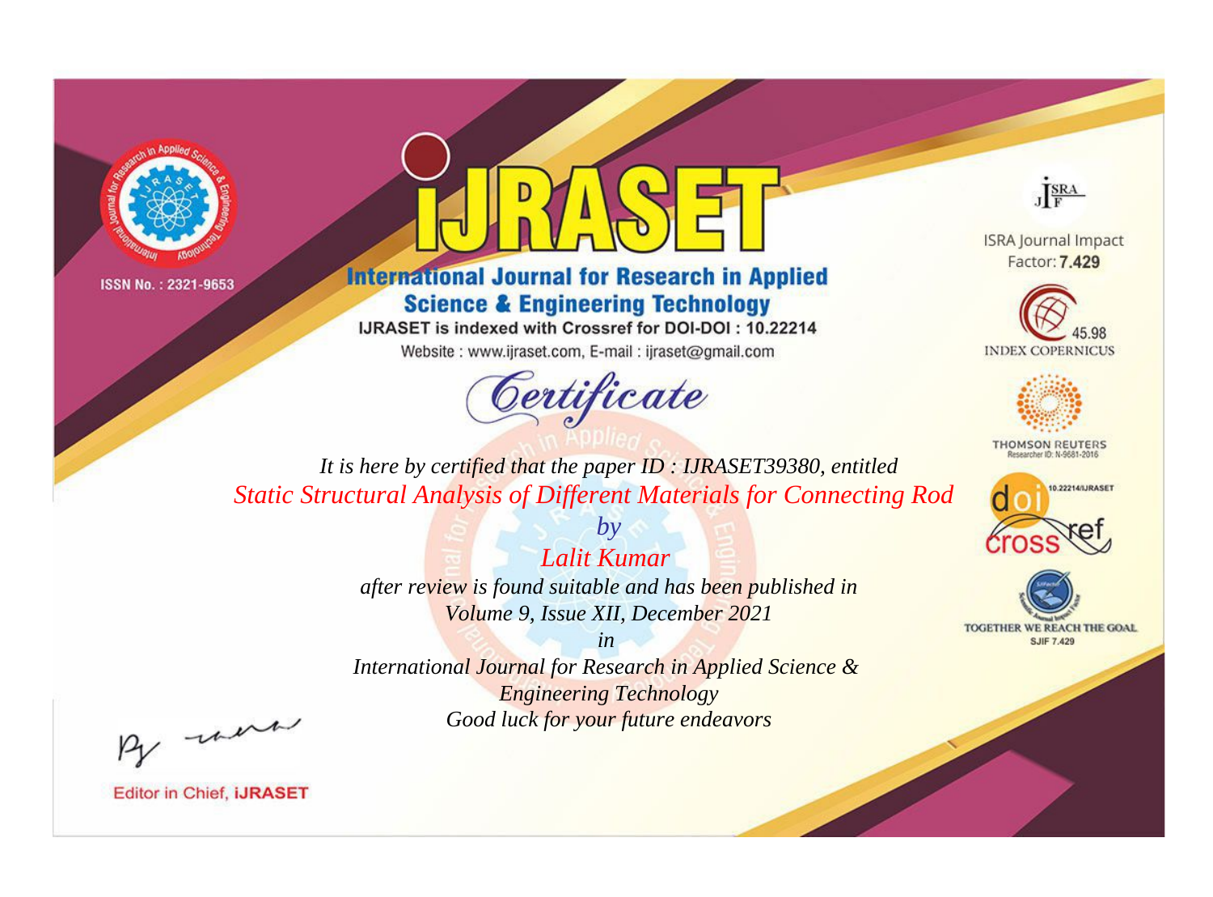ISSN No. : 2321-9653

# IJRASET

## International Journal for Research in Applied Science & Engineering Technology

IJRASET is indexed with Crossref for DOI-DOI : 10.22214

Website : www.ijraset.com, E-mail : ijraset@gmail.com

ISRA Journal Impact Factor: **7.429**

45.98 INDEX COPERNICUS

THOMSON REUTERS Researcher ID: N-9681-2016

10.22214/IJRASET

TOGETHER WE REACH THE GOAL SJIF 7.429

# *Certificate*

*It is here by certified that the paper ID : IJRASET39380, entitled*

*Static Structural Analysis of Different Materials for Connecting Rod*

*by*

*Lalit Kumar*

*after review is found suitable and has been published in*

*Volume 9, Issue XII, December 2021*

*in*

*International Journal for Research in Applied Science & Engineering Technology*

*Good luck for your future endeavors*

Editor in Chief, **iJRASET**